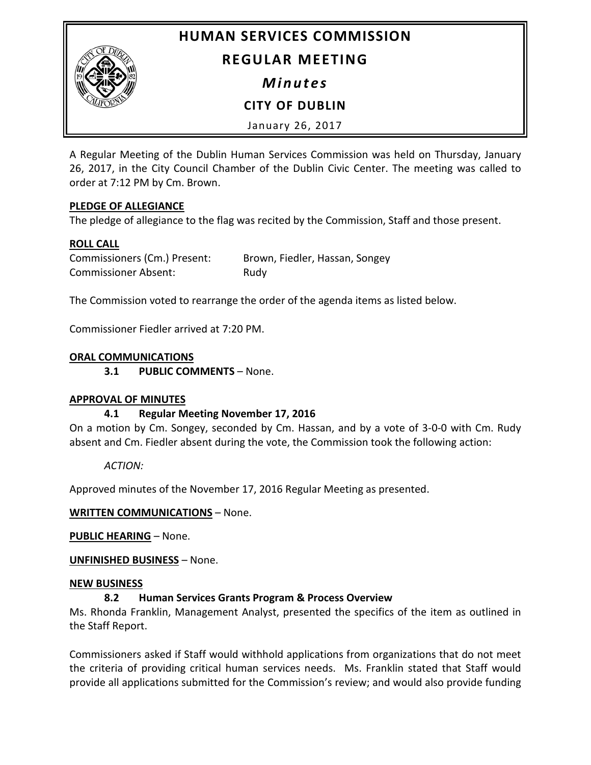# HUMAN SERVICES COMMISSION

## REGULAR MEETING

### *Minutes*

### CITY OF DUBLIN

January 26, 2017

A Regular Meeting of the Dublin Human Services Commission was held on Thursday, January 26, 2017, in the City Council Chamber of the Dublin Civic Center. The meeting was called to order at 7:12 PM by Cm. Brown.

**PLEDGE OF ALLEGIANCE**

The pledge of allegiance to the flag was recited by the Commission, Staff and those present.

**ROLL CALL**

Commissioners (Cm.) Present: Brown, Fiedler, Hassan, Songey

Commissioner Absent: Rudy

The Commission voted to rearrange the order of the agenda items as listed below.

Commissioner Fiedler arrived at 7:20 PM.

**ORAL COMMUNICATIONS**

**3.1 PUBLIC COMMENTS** – None.

**APPROVAL OF MINUTES**

**4.1 Regular Meeting November 17, 2016**

On a motion by Cm. Songey, seconded by Cm. Hassan, and by a vote of 3-0-0 with Cm. Rudy absent and Cm. Fiedler absent during the vote, the Commission took the following action:

*ACTION:*

Approved minutes of the November 17, 2016 Regular Meeting as presented.

**WRITTEN COMMUNICATIONS** – None.

**PUBLIC HEARING** – None.

**UNFINISHED BUSINESS** – None.

**NEW BUSINESS**

**8.2 Human Services Grants Program & Process Overview**

Ms. Rhonda Franklin, Management Analyst, presented the specifics of the item as outlined in the Staff Report.

Commissioners asked if Staff would withhold applications from organizations that do not meet the criteria of providing critical human services needs. Ms. Franklin stated that Staff would provide all applications submitted for the Commission's review; and would also provide funding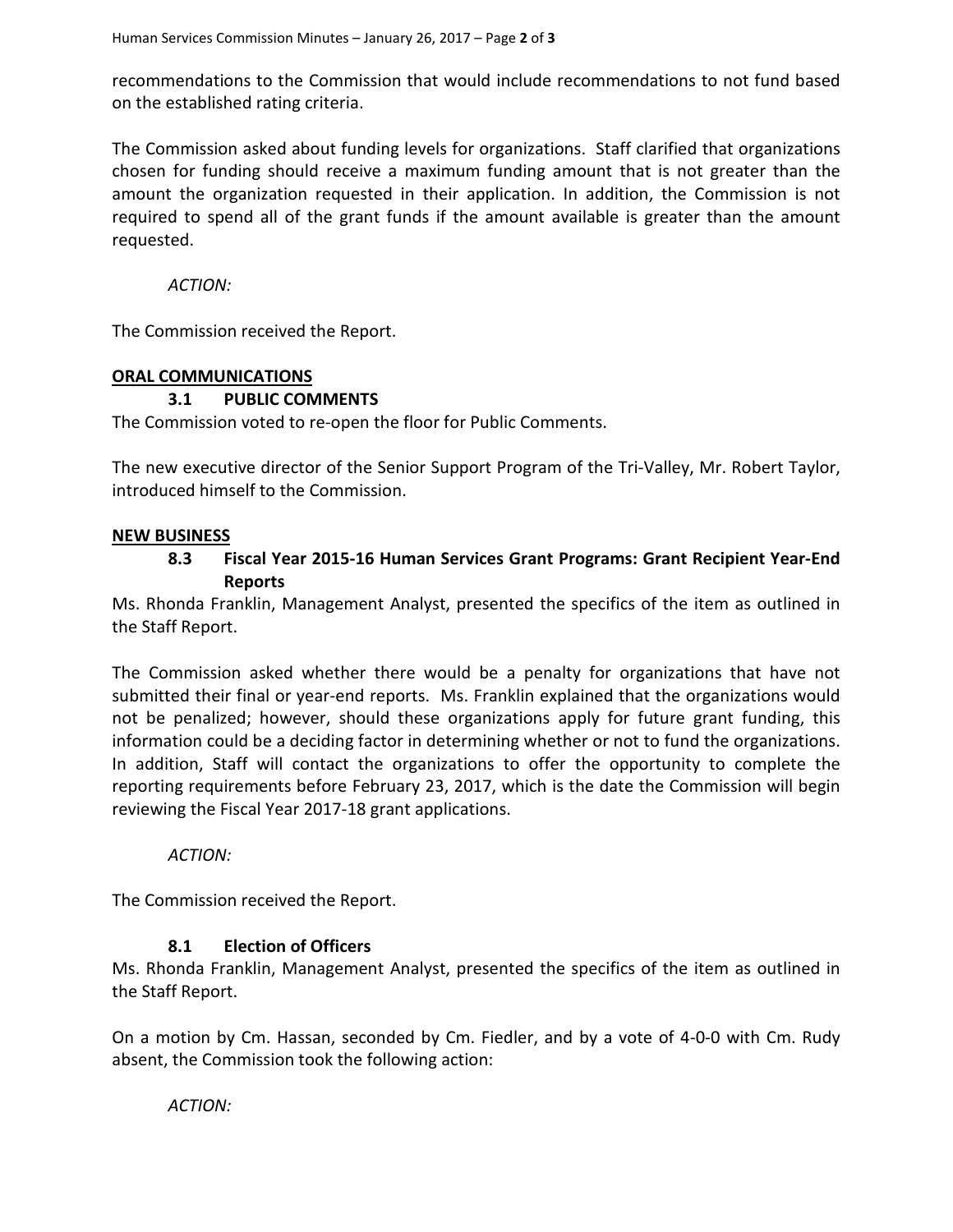recommendations to the Commission that would include recommendations to not fund based on the established rating criteria.

The Commission asked about funding levels for organizations. Staff clarified that organizations chosen for funding should receive a maximum funding amount that is not greater than the amount the organization requested in their application. In addition, the Commission is not required to spend all of the grant funds if the amount available is greater than the amount requested.

*ACTION:*

The Commission received the Report.

**ORAL COMMUNICATIONS**

**3.1 PUBLIC COMMENTS**

The Commission voted to re-open the floor for Public Comments.

The new executive director of the Senior Support Program of the Tri-Valley, Mr. Robert Taylor, introduced himself to the Commission.

**NEW BUSINESS**

**8.3 Fiscal Year 2015-16 Human Services Grant Programs: Grant Recipient Year-End Reports**

Ms. Rhonda Franklin, Management Analyst, presented the specifics of the item as outlined in the Staff Report.

The Commission asked whether there would be a penalty for organizations that have not submitted their final or year-end reports. Ms. Franklin explained that the organizations would not be penalized; however, should these organizations apply for future grant funding, this information could be a deciding factor in determining whether or not to fund the organizations. In addition, Staff will contact the organizations to offer the opportunity to complete the reporting requirements before February 23, 2017, which is the date the Commission will begin reviewing the Fiscal Year 2017-18 grant applications.

*ACTION:*

The Commission received the Report.

**8.1 Election of Officers**

Ms. Rhonda Franklin, Management Analyst, presented the specifics of the item as outlined in the Staff Report.

On a motion by Cm. Hassan, seconded by Cm. Fiedler, and by a vote of 4-0-0 with Cm. Rudy absent, the Commission took the following action:

*ACTION:*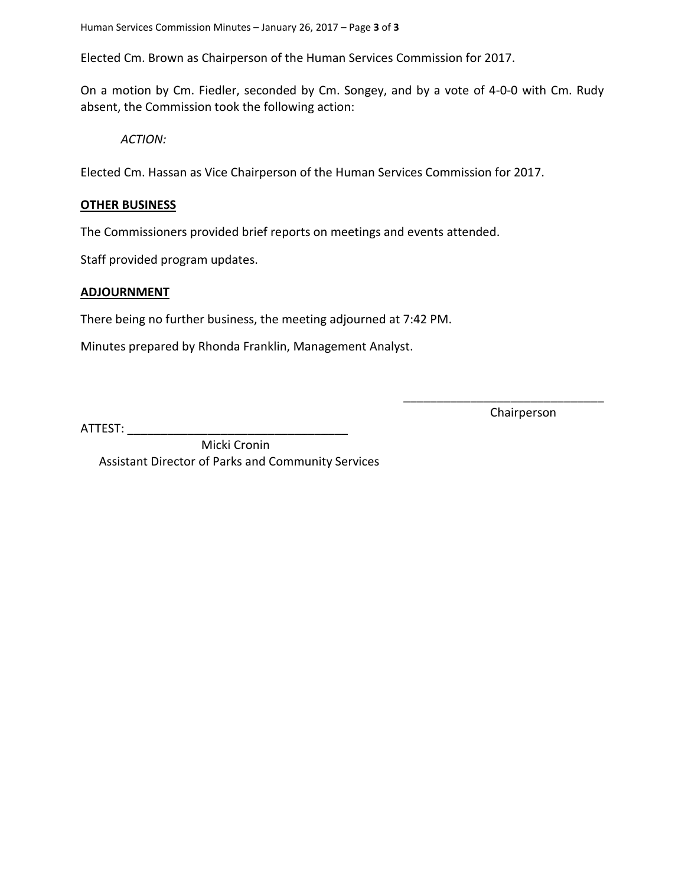Elected Cm. Brown as Chairperson of the Human Services Commission for 2017.

On a motion by Cm. Fiedler, seconded by Cm. Songey, and by a vote of 4-0-0 with Cm. Rudy absent, the Commission took the following action:

*ACTION:*

Elected Cm. Hassan as Vice Chairperson of the Human Services Commission for 2017.

**OTHER BUSINESS**

The Commissioners provided brief reports on meetings and events attended.

Staff provided program updates.

**ADJOURNMENT**

There being no further business, the meeting adjourned at 7:42 PM.

Minutes prepared by Rhonda Franklin, Management Analyst.

______________________________
Chairperson

ATTEST: ________________________________
Micki Cronin
Assistant Director of Parks and Community Services